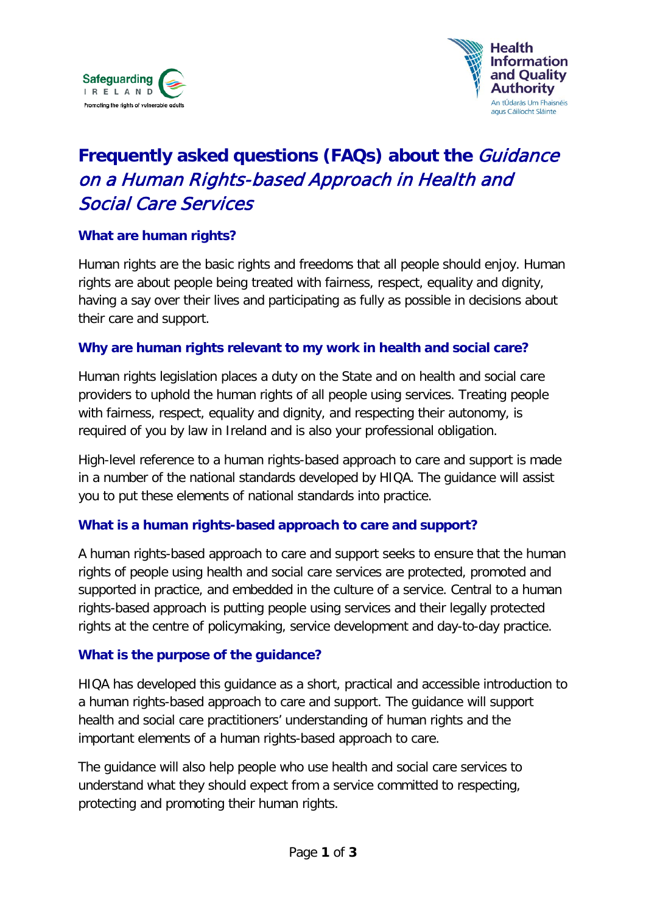# Frequently asked questions (FAQs) about the *Guidance on a Human Rights-based Approach in Health and Social Care Services*

## What are human rights?

Human rights are the basic rights and freedoms that all people should enjoy. Human rights are about people being treated with fairness, respect, equality and dignity, having a say over their lives and participating as fully as possible in decisions about their care and support.

## Why are human rights relevant to my work in health and social care?

Human rights legislation places a duty on the State and on health and social care providers to uphold the human rights of all people using services. Treating people with fairness, respect, equality and dignity, and respecting their autonomy, is required of you by law in Ireland and is also your professional obligation.

High-level reference to a human rights-based approach to care and support is made in a number of the national standards developed by HIQA. The guidance will assist you to put these elements of national standards into practice.

## What is a human rights-based approach to care and support?

A human rights-based approach to care and support seeks to ensure that the human rights of people using health and social care services are protected, promoted and supported in practice, and embedded in the culture of a service. Central to a human rights-based approach is putting people using services and their legally protected rights at the centre of policymaking, service development and day-to-day practice.

## What is the purpose of the guidance?

HIQA has developed this guidance as a short, practical and accessible introduction to a human rights-based approach to care and support. The guidance will support health and social care practitioners' understanding of human rights and the important elements of a human rights-based approach to care.

The guidance will also help people who use health and social care services to understand what they should expect from a service committed to respecting, protecting and promoting their human rights.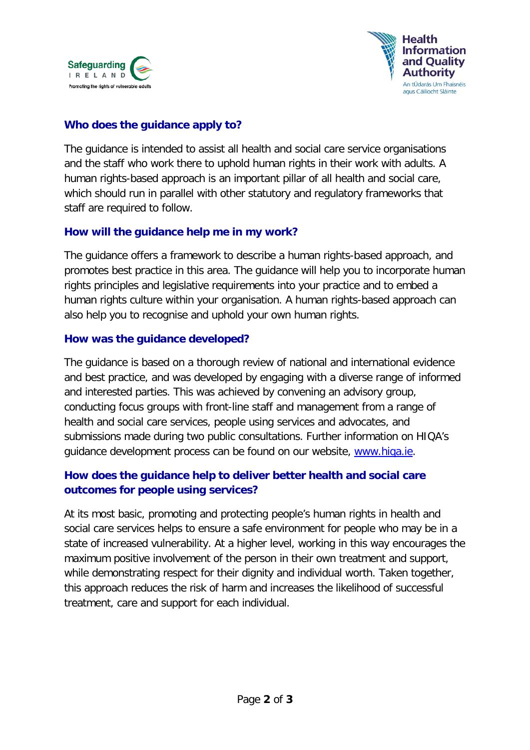## Who does the guidance apply to?

The guidance is intended to assist all health and social care service organisations and the staff who work there to uphold human rights in their work with adults. A human rights-based approach is an important pillar of all health and social care, which should run in parallel with other statutory and regulatory frameworks that staff are required to follow.

## How will the guidance help me in my work?

The guidance offers a framework to describe a human rights-based approach, and promotes best practice in this area. The guidance will help you to incorporate human rights principles and legislative requirements into your practice and to embed a human rights culture within your organisation. A human rights-based approach can also help you to recognise and uphold your own human rights.

## How was the guidance developed?

The guidance is based on a thorough review of national and international evidence and best practice, and was developed by engaging with a diverse range of informed and interested parties. This was achieved by convening an advisory group, conducting focus groups with front-line staff and management from a range of health and social care services, people using services and advocates, and submissions made during two public consultations. Further information on HIQA's guidance development process can be found on our website, [www.hiqa.ie](http://www.hiqa.ie).

## How does the guidance help to deliver better health and social care outcomes for people using services?

At its most basic, promoting and protecting people's human rights in health and social care services helps to ensure a safe environment for people who may be in a state of increased vulnerability. At a higher level, working in this way encourages the maximum positive involvement of the person in their own treatment and support, while demonstrating respect for their dignity and individual worth. Taken together, this approach reduces the risk of harm and increases the likelihood of successful treatment, care and support for each individual.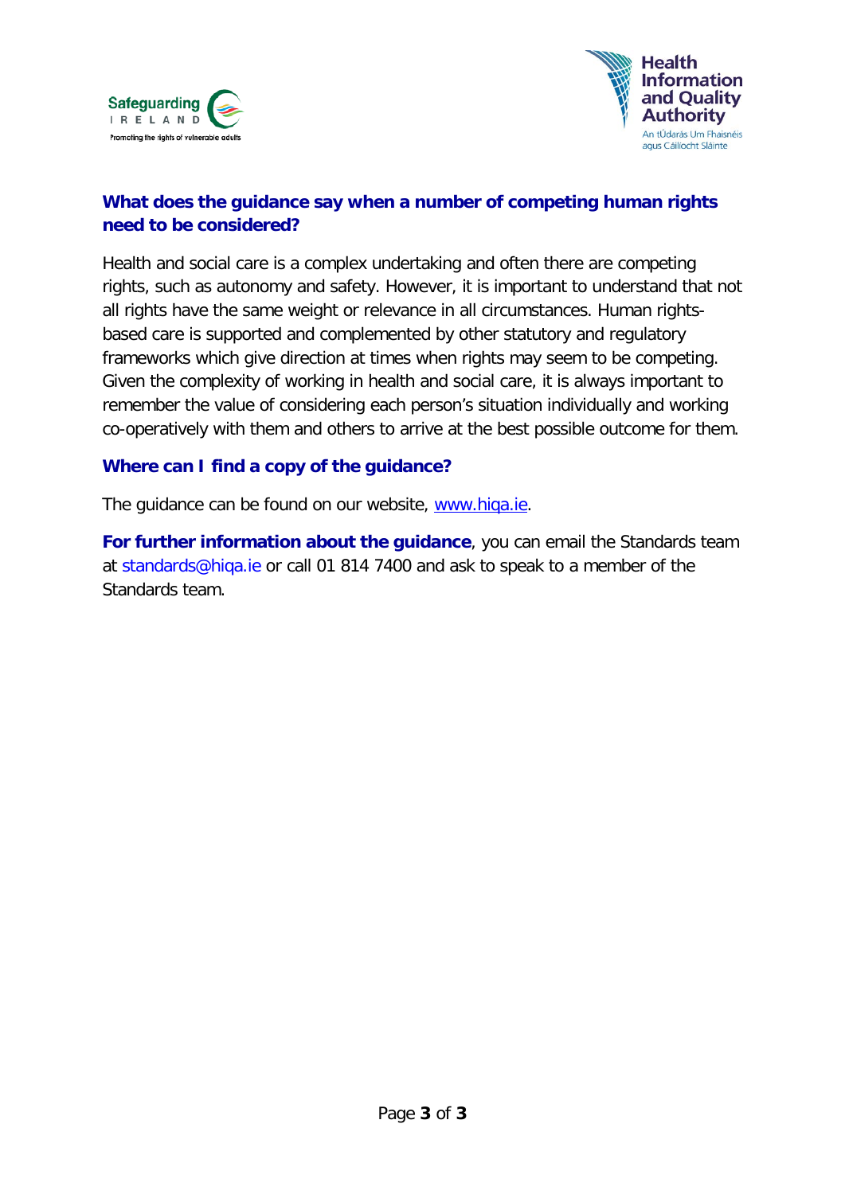### What does the guidance say when a number of competing human rights need to be considered?

Health and social care is a complex undertaking and often there are competing rights, such as autonomy and safety. However, it is important to understand that not all rights have the same weight or relevance in all circumstances. Human rights-based care is supported and complemented by other statutory and regulatory frameworks which give direction at times when rights may seem to be competing. Given the complexity of working in health and social care, it is always important to remember the value of considering each person's situation individually and working co-operatively with them and others to arrive at the best possible outcome for them.

### Where can I find a copy of the guidance?

The guidance can be found on our website, [www.hiqa.ie](www.hiqa.ie).

**For further information about the guidance**, you can email the Standards team at standards@hiqa.ie or call 01 814 7400 and ask to speak to a member of the Standards team.